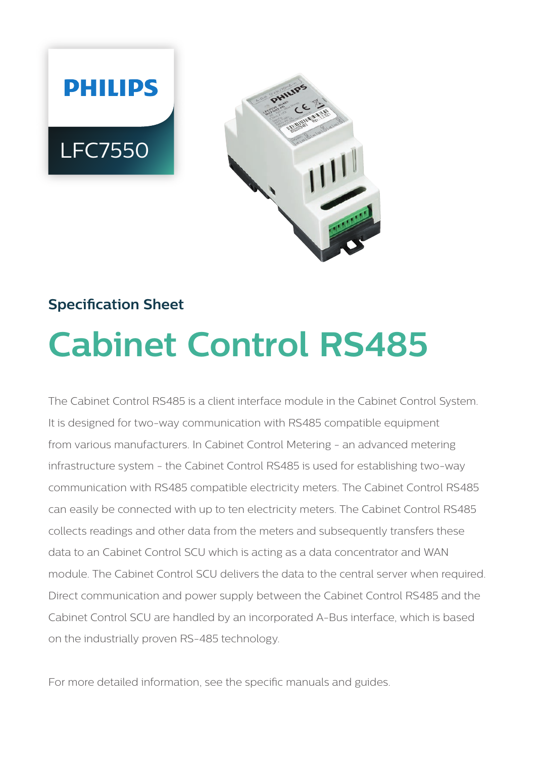PHILIPS

LFC7550

## Specification Sheet

# Cabinet Control RS485

The Cabinet Control RS485 is a client interface module in the Cabinet Control System. It is designed for two-way communication with RS485 compatible equipment from various manufacturers. In Cabinet Control Metering - an advanced metering infrastructure system - the Cabinet Control RS485 is used for establishing two-way communication with RS485 compatible electricity meters. The Cabinet Control RS485 can easily be connected with up to ten electricity meters. The Cabinet Control RS485 collects readings and other data from the meters and subsequently transfers these data to an Cabinet Control SCU which is acting as a data concentrator and WAN module. The Cabinet Control SCU delivers the data to the central server when required. Direct communication and power supply between the Cabinet Control RS485 and the Cabinet Control SCU are handled by an incorporated A-Bus interface, which is based on the industrially proven RS-485 technology.

For more detailed information, see the specific manuals and guides.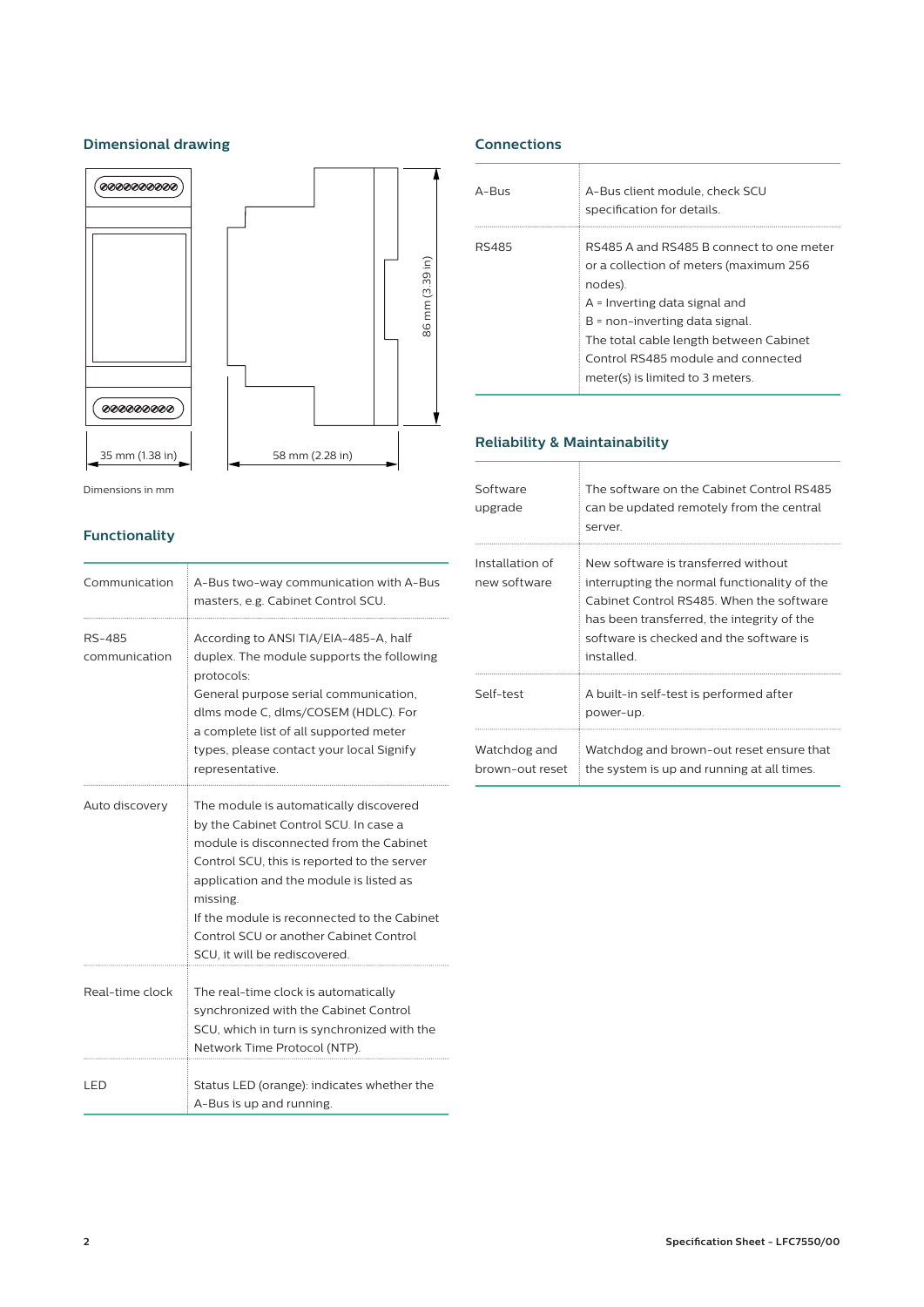## Dimensional drawing

35 mm (1.38 in)

58 mm (2.28 in)

86 mm (3.39 in)

Dimensions in mm

## Functionality

| | |
|---|---|
| Communication | A-Bus two-way communication with A-Bus masters, e.g. Cabinet Control SCU. |
| RS-485 communication | According to ANSI TIA/EIA-485-A, half duplex. The module supports the following protocols:<br>General purpose serial communication, dlms mode C, dlms/COSEM (HDLC). For a complete list of all supported meter types, please contact your local Signify representative. |
| Auto discovery | The module is automatically discovered by the Cabinet Control SCU. In case a module is disconnected from the Cabinet Control SCU, this is reported to the server application and the module is listed as missing.<br>If the module is reconnected to the Cabinet Control SCU or another Cabinet Control SCU, it will be rediscovered. |
| Real-time clock | The real-time clock is automatically synchronized with the Cabinet Control SCU, which in turn is synchronized with the Network Time Protocol (NTP). |
| LED | Status LED (orange): indicates whether the A-Bus is up and running. |

## Connections

| | |
|---|---|
| A-Bus | A-Bus client module, check SCU specification for details. |
| RS485 | RS485 A and RS485 B connect to one meter or a collection of meters (maximum 256 nodes).<br>A = Inverting data signal and<br>B = non-inverting data signal.<br>The total cable length between Cabinet Control RS485 module and connected meter(s) is limited to 3 meters. |

## Reliability & Maintainability

| | |
|---|---|
| Software upgrade | The software on the Cabinet Control RS485 can be updated remotely from the central server. |
| Installation of new software | New software is transferred without interrupting the normal functionality of the Cabinet Control RS485. When the software has been transferred, the integrity of the software is checked and the software is installed. |
| Self-test | A built-in self-test is performed after power-up. |
| Watchdog and brown-out reset | Watchdog and brown-out reset ensure that the system is up and running at all times. |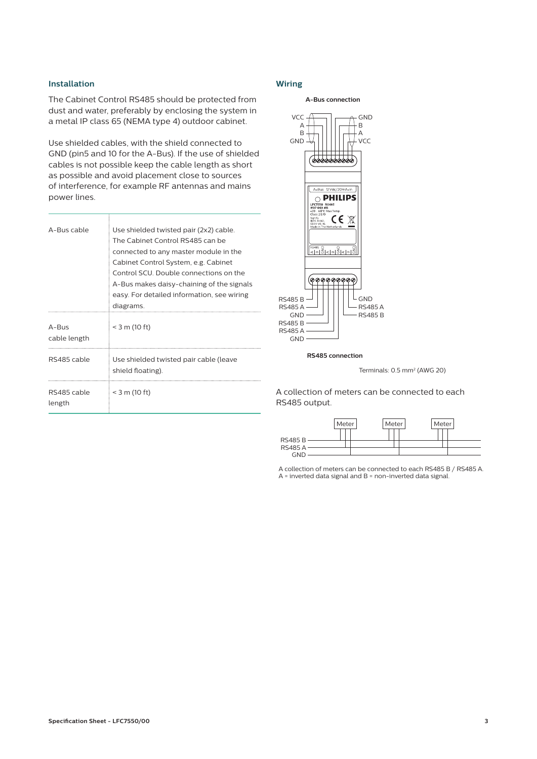## Installation

The Cabinet Control RS485 should be protected from dust and water, preferably by enclosing the system in a metal IP class 65 (NEMA type 4) outdoor cabinet.

Use shielded cables, with the shield connected to GND (pin5 and 10 for the A-Bus). If the use of shielded cables is not possible keep the cable length as short as possible and avoid placement close to sources of interference, for example RF antennas and mains power lines.

| | |
|---|---|
| A-Bus cable | Use shielded twisted pair (2x2) cable. The Cabinet Control RS485 can be connected to any master module in the Cabinet Control System, e.g. Cabinet Control SCU. Double connections on the A-Bus makes daisy-chaining of the signals easy. For detailed information, see wiring diagrams. |
| A-Bus cable length | < 3 m (10 ft) |
| RS485 cable | Use shielded twisted pair cable (leave shield floating). |
| RS485 cable length | < 3 m (10 ft) |

## Wiring

**A-Bus connection**

VCC, A, B, GND — GND, B, A, VCC

RS485 B, RS485 A, GND, RS485 B, RS485 A, GND — GND, RS485 A, RS485 B

**RS485 connection**

Terminals: 0.5 mm² (AWG 20)

A collection of meters can be connected to each RS485 output.

Meter — Meter — Meter

RS485 B
RS485 A
GND

A collection of meters can be connected to each RS485 B / RS485 A.
A = inverted data signal and B = non-inverted data signal.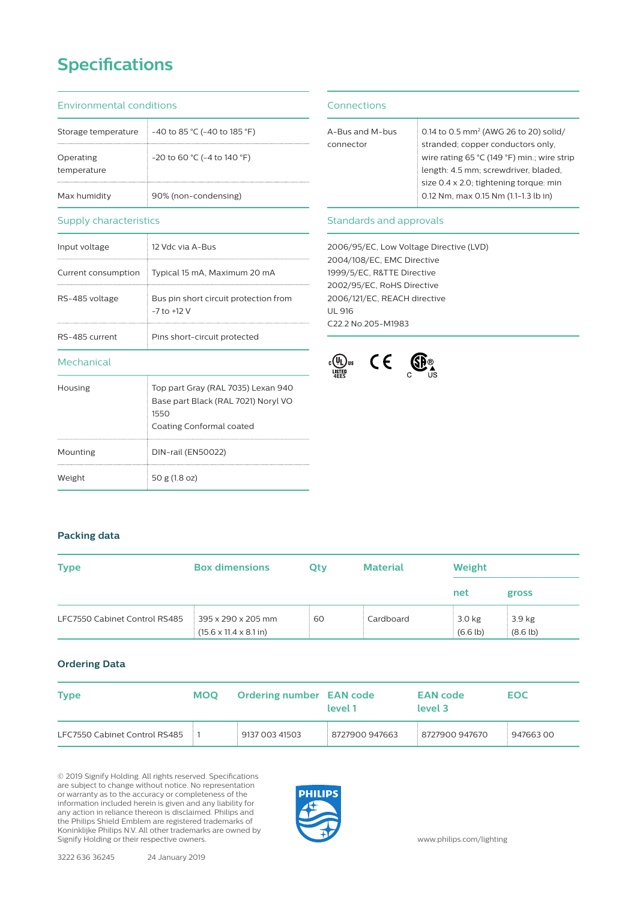# Specifications

## Environmental conditions

| | |
|---|---|
| Storage temperature | -40 to 85 °C (-40 to 185 °F) |
| Operating temperature | -20 to 60 °C (-4 to 140 °F) |
| Max humidity | 90% (non-condensing) |

## Supply characteristics

| | |
|---|---|
| Input voltage | 12 Vdc via A-Bus |
| Current consumption | Typical 15 mA, Maximum 20 mA |
| RS-485 voltage | Bus pin short circuit protection from -7 to +12 V |
| RS-485 current | Pins short-circuit protected |

## Mechanical

| | |
|---|---|
| Housing | Top part Gray (RAL 7035) Lexan 940<br>Base part Black (RAL 7021) Noryl VO 1550<br>Coating Conformal coated |
| Mounting | DIN-rail (EN50022) |
| Weight | 50 g (1.8 oz) |

## Connections

| | |
|---|---|
| A-Bus and M-bus connector | 0.14 to 0.5 mm$^2$ (AWG 26 to 20) solid/ stranded; copper conductors only, wire rating 65 °C (149 °F) min.; wire strip length: 4.5 mm; screwdriver, bladed, size 0.4 x 2.0; tightening torque: min 0.12 Nm, max 0.15 Nm (1.1-1.3 lb in) |

## Standards and approvals

2006/95/EC, Low Voltage Directive (LVD)
2004/108/EC, EMC Directive
1999/5/EC, R&TTE Directive
2002/95/EC, RoHS Directive
2006/121/EC, REACH directive
UL 916
C22.2 No.205-M1983

c UL us LISTED 4EES   CE   SP C US

## Packing data

| Type | Box dimensions | Qty | Material | Weight | |
|---|---|---|---|---|---|
| | | | | net | gross |
| LFC7550 Cabinet Control RS485 | 395 x 290 x 205 mm (15.6 x 11.4 x 8.1 in) | 60 | Cardboard | 3.0 kg (6.6 lb) | 3.9 kg (8.6 lb) |

## Ordering Data

| Type | MOQ | Ordering number | EAN code level 1 | EAN code level 3 | EOC |
|---|---|---|---|---|---|
| LFC7550 Cabinet Control RS485 | 1 | 9137 003 41503 | 8727900 947663 | 8727900 947670 | 947663 00 |

© 2019 Signify Holding. All rights reserved. Specifications are subject to change without notice. No representation or warranty as to the accuracy or completeness of the information included herein is given and any liability for any action in reliance thereon is disclaimed. Philips and the Philips Shield Emblem are registered trademarks of Koninklijke Philips N.V. All other trademarks are owned by Signify Holding or their respective owners.

PHILIPS

www.philips.com/lighting

3222 636 36245     24 January 2019